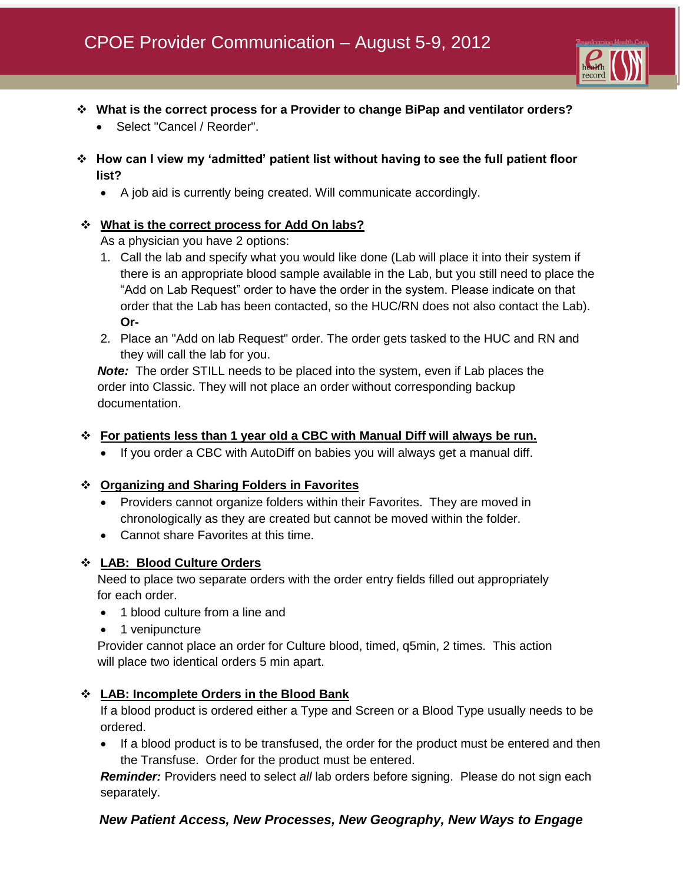# CPOE Provider Communication – August 5-9, 2012

- **What is the correct process for a Provider to change BiPap and ventilator orders?**
  - Select "Cancel / Reorder".

- **How can I view my 'admitted' patient list without having to see the full patient floor list?**
  - A job aid is currently being created. Will communicate accordingly.

- **<u>What is the correct process for Add On labs?</u>**

  As a physician you have 2 options:

  1. Call the lab and specify what you would like done (Lab will place it into their system if there is an appropriate blood sample available in the Lab, but you still need to place the "Add on Lab Request" order to have the order in the system. Please indicate on that order that the Lab has been contacted, so the HUC/RN does not also contact the Lab). **Or-**
  2. Place an "Add on lab Request" order. The order gets tasked to the HUC and RN and they will call the lab for you.

  ***Note:*** The order STILL needs to be placed into the system, even if Lab places the order into Classic. They will not place an order without corresponding backup documentation.

- **<u>For patients less than 1 year old a CBC with Manual Diff will always be run.</u>**
  - If you order a CBC with AutoDiff on babies you will always get a manual diff.

- **<u>Organizing and Sharing Folders in Favorites</u>**
  - Providers cannot organize folders within their Favorites. They are moved in chronologically as they are created but cannot be moved within the folder.
  - Cannot share Favorites at this time.

- **<u>LAB: Blood Culture Orders</u>**

  Need to place two separate orders with the order entry fields filled out appropriately for each order.

  - 1 blood culture from a line and
  - 1 venipuncture

  Provider cannot place an order for Culture blood, timed, q5min, 2 times. This action will place two identical orders 5 min apart.

- **<u>LAB: Incomplete Orders in the Blood Bank</u>**

  If a blood product is ordered either a Type and Screen or a Blood Type usually needs to be ordered.

  - If a blood product is to be transfused, the order for the product must be entered and then the Transfuse. Order for the product must be entered.

  ***Reminder:*** Providers need to select *all* lab orders before signing. Please do not sign each separately.

***New Patient Access, New Processes, New Geography, New Ways to Engage***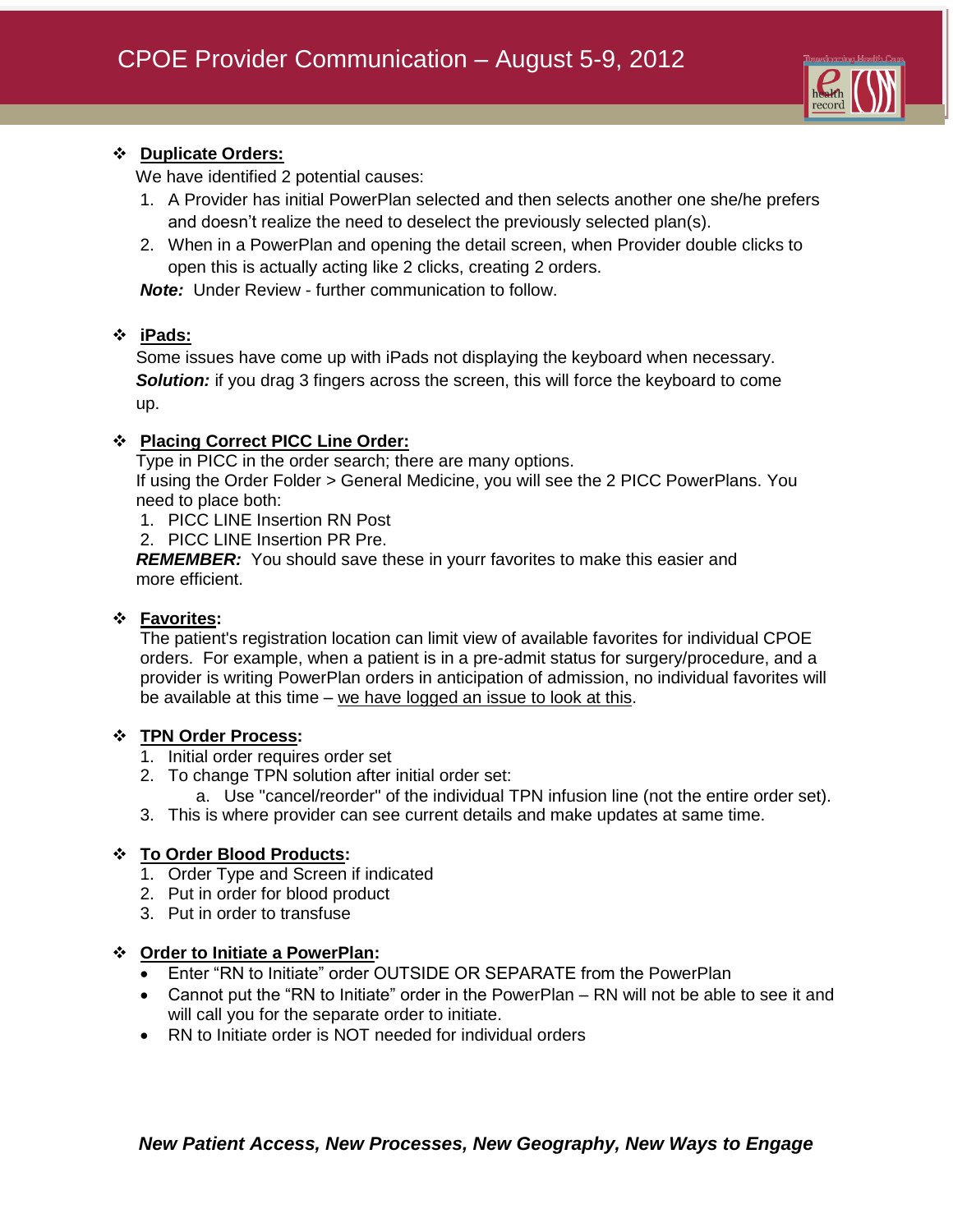# CPOE Provider Communication – August 5-9, 2012

- **Duplicate Orders:**

  We have identified 2 potential causes:

  1. A Provider has initial PowerPlan selected and then selects another one she/he prefers and doesn't realize the need to deselect the previously selected plan(s).
  2. When in a PowerPlan and opening the detail screen, when Provider double clicks to open this is actually acting like 2 clicks, creating 2 orders.

  ***Note:*** Under Review - further communication to follow.

- **iPads:**

  Some issues have come up with iPads not displaying the keyboard when necessary.
  ***Solution:*** if you drag 3 fingers across the screen, this will force the keyboard to come up.

- **Placing Correct PICC Line Order:**

  Type in PICC in the order search; there are many options.
  If using the Order Folder > General Medicine, you will see the 2 PICC PowerPlans. You need to place both:

  1. PICC LINE Insertion RN Post
  2. PICC LINE Insertion PR Pre.

  ***REMEMBER:*** You should save these in yourr favorites to make this easier and more efficient.

- **Favorites:**

  The patient's registration location can limit view of available favorites for individual CPOE orders. For example, when a patient is in a pre-admit status for surgery/procedure, and a provider is writing PowerPlan orders in anticipation of admission, no individual favorites will be available at this time – we have logged an issue to look at this.

- **TPN Order Process:**

  1. Initial order requires order set
  2. To change TPN solution after initial order set:
     a. Use "cancel/reorder" of the individual TPN infusion line (not the entire order set).
  3. This is where provider can see current details and make updates at same time.

- **To Order Blood Products:**

  1. Order Type and Screen if indicated
  2. Put in order for blood product
  3. Put in order to transfuse

- **Order to Initiate a PowerPlan:**

  - Enter "RN to Initiate" order OUTSIDE OR SEPARATE from the PowerPlan
  - Cannot put the "RN to Initiate" order in the PowerPlan – RN will not be able to see it and will call you for the separate order to initiate.
  - RN to Initiate order is NOT needed for individual orders

***New Patient Access, New Processes, New Geography, New Ways to Engage***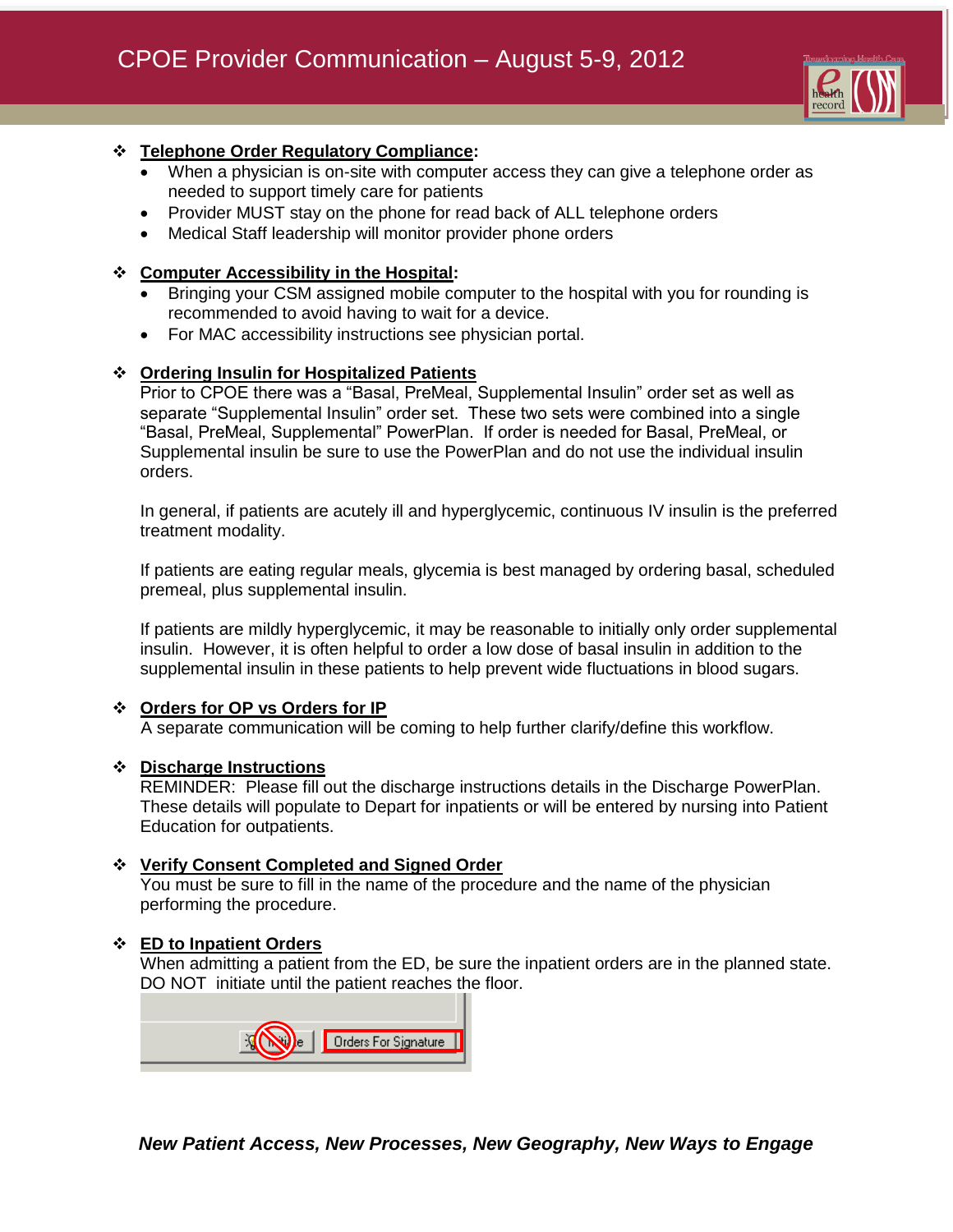# CPOE Provider Communication – August 5-9, 2012

- **Telephone Order Regulatory Compliance:**
  - When a physician is on-site with computer access they can give a telephone order as needed to support timely care for patients
  - Provider MUST stay on the phone for read back of ALL telephone orders
  - Medical Staff leadership will monitor provider phone orders

- **Computer Accessibility in the Hospital:**
  - Bringing your CSM assigned mobile computer to the hospital with you for rounding is recommended to avoid having to wait for a device.
  - For MAC accessibility instructions see physician portal.

- **Ordering Insulin for Hospitalized Patients**

  Prior to CPOE there was a "Basal, PreMeal, Supplemental Insulin" order set as well as separate "Supplemental Insulin" order set. These two sets were combined into a single "Basal, PreMeal, Supplemental" PowerPlan. If order is needed for Basal, PreMeal, or Supplemental insulin be sure to use the PowerPlan and do not use the individual insulin orders.

  In general, if patients are acutely ill and hyperglycemic, continuous IV insulin is the preferred treatment modality.

  If patients are eating regular meals, glycemia is best managed by ordering basal, scheduled premeal, plus supplemental insulin.

  If patients are mildly hyperglycemic, it may be reasonable to initially only order supplemental insulin. However, it is often helpful to order a low dose of basal insulin in addition to the supplemental insulin in these patients to help prevent wide fluctuations in blood sugars.

- **Orders for OP vs Orders for IP**

  A separate communication will be coming to help further clarify/define this workflow.

- **Discharge Instructions**

  REMINDER: Please fill out the discharge instructions details in the Discharge PowerPlan. These details will populate to Depart for inpatients or will be entered by nursing into Patient Education for outpatients.

- **Verify Consent Completed and Signed Order**

  You must be sure to fill in the name of the procedure and the name of the physician performing the procedure.

- **ED to Inpatient Orders**

  When admitting a patient from the ED, be sure the inpatient orders are in the planned state. DO NOT initiate until the patient reaches the floor.

  Initiate | Orders For Signature

***New Patient Access, New Processes, New Geography, New Ways to Engage***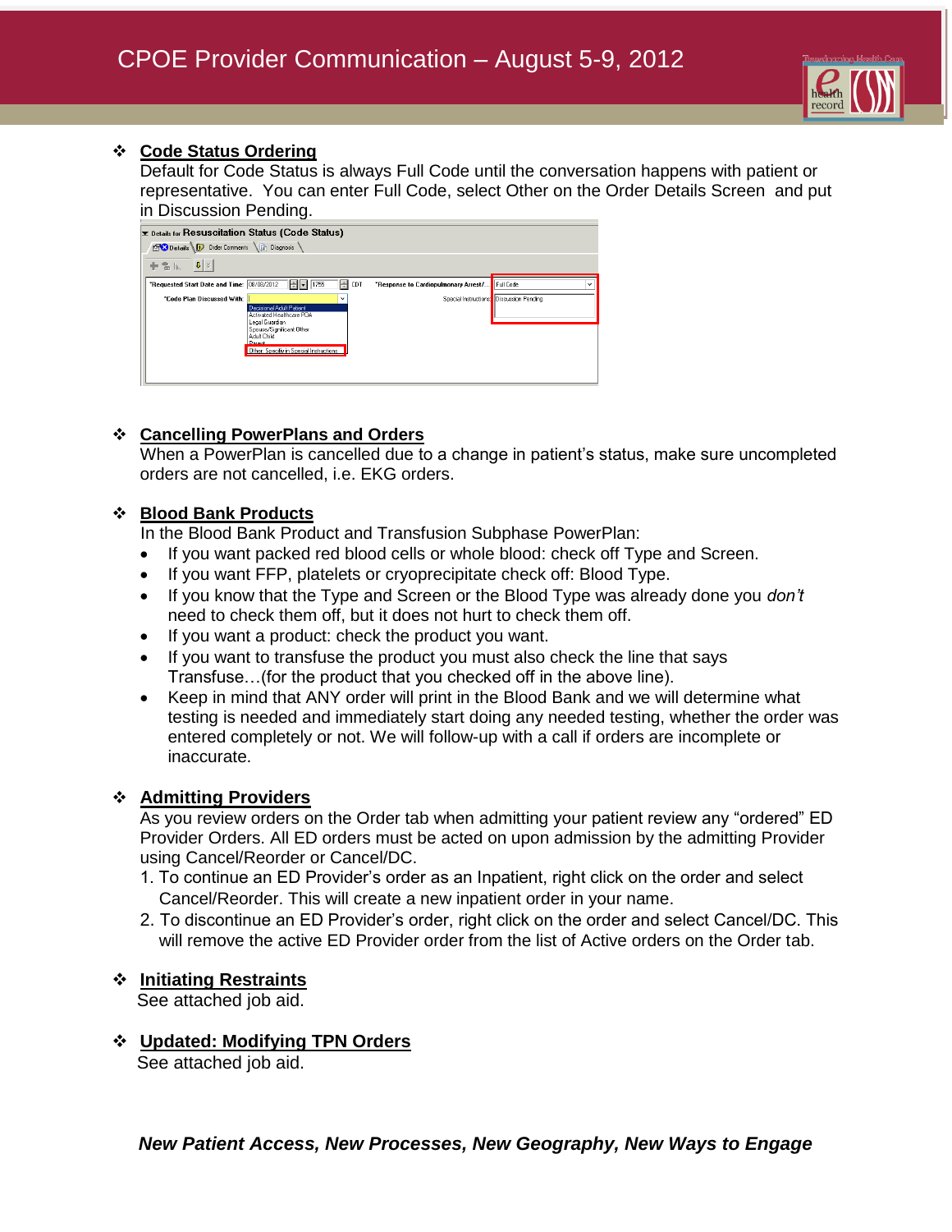# CPOE Provider Communication – August 5-9, 2012

- **Code Status Ordering**

  Default for Code Status is always Full Code until the conversation happens with patient or representative. You can enter Full Code, select Other on the Order Details Screen and put in Discussion Pending.

- **Cancelling PowerPlans and Orders**

  When a PowerPlan is cancelled due to a change in patient's status, make sure uncompleted orders are not cancelled, i.e. EKG orders.

- **Blood Bank Products**

  In the Blood Bank Product and Transfusion Subphase PowerPlan:

  - If you want packed red blood cells or whole blood: check off Type and Screen.
  - If you want FFP, platelets or cryoprecipitate check off: Blood Type.
  - If you know that the Type and Screen or the Blood Type was already done you *don't* need to check them off, but it does not hurt to check them off.
  - If you want a product: check the product you want.
  - If you want to transfuse the product you must also check the line that says Transfuse…(for the product that you checked off in the above line).
  - Keep in mind that ANY order will print in the Blood Bank and we will determine what testing is needed and immediately start doing any needed testing, whether the order was entered completely or not. We will follow-up with a call if orders are incomplete or inaccurate.

- **Admitting Providers**

  As you review orders on the Order tab when admitting your patient review any "ordered" ED Provider Orders. All ED orders must be acted on upon admission by the admitting Provider using Cancel/Reorder or Cancel/DC.

  1. To continue an ED Provider's order as an Inpatient, right click on the order and select Cancel/Reorder. This will create a new inpatient order in your name.
  2. To discontinue an ED Provider's order, right click on the order and select Cancel/DC. This will remove the active ED Provider order from the list of Active orders on the Order tab.

- **Initiating Restraints**

  See attached job aid.

- **Updated: Modifying TPN Orders**

  See attached job aid.

***New Patient Access, New Processes, New Geography, New Ways to Engage***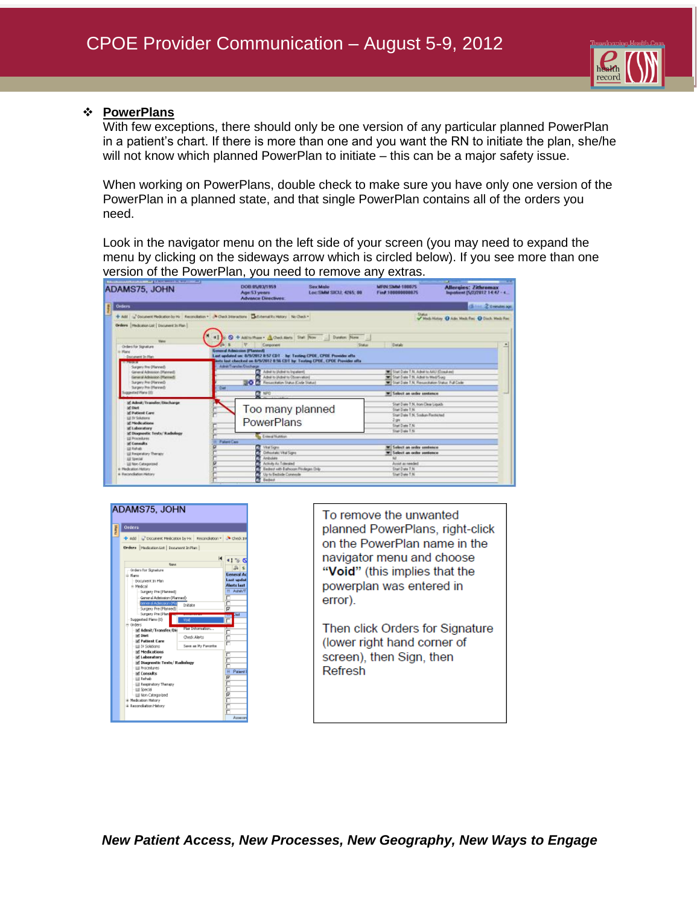- **PowerPlans**

  With few exceptions, there should only be one version of any particular planned PowerPlan in a patient's chart. If there is more than one and you want the RN to initiate the plan, she/he will not know which planned PowerPlan to initiate – this can be a major safety issue.

  When working on PowerPlans, double check to make sure you have only one version of the PowerPlan in a planned state, and that single PowerPlan contains all of the orders you need.

  Look in the navigator menu on the left side of your screen (you may need to expand the menu by clicking on the sideways arrow which is circled below). If you see more than one version of the PowerPlan, you need to remove any extras.

Too many planned PowerPlans

To remove the unwanted planned PowerPlans, right-click on the PowerPlan name in the navigator menu and choose **"Void"** (this implies that the powerplan was entered in error).

Then click Orders for Signature (lower right hand corner of screen), then Sign, then Refresh

***New Patient Access, New Processes, New Geography, New Ways to Engage***